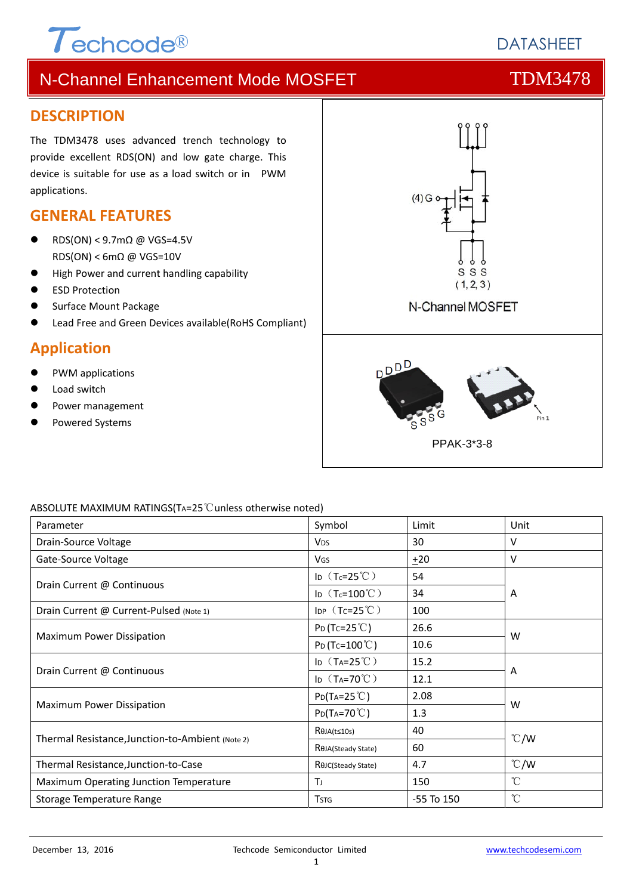# N-Channel Enhancement Mode MOSFET — TDM3478

## DESCRIPTION

The TDM3478 uses advanced trench technology to provide excellent RDS(ON) and low gate charge. This device is suitable for use as a load switch or in PWM applications.

## GENERAL FEATURES

- RDS(ON) < 9.7mΩ @ VGS=4.5V
  RDS(ON) < 6mΩ @ VGS=10V
- High Power and current handling capability
- ESD Protection
- Surface Mount Package
- Lead Free and Green Devices available(RoHS Compliant)

## Application

- PWM applications
- Load switch
- Power management
- Powered Systems

(4) G

S S S
(1, 2, 3)

N-Channel MOSFET

PPAK-3*3-8

ABSOLUTE MAXIMUM RATINGS($T_A$=25℃unless otherwise noted)

| Parameter | Symbol | Limit | Unit |
|---|---|---|---|
| Drain-Source Voltage | $V_{DS}$ | 30 | V |
| Gate-Source Voltage | $V_{GS}$ | ±20 | V |
| Drain Current @ Continuous | $I_D$（$T_C$=25℃） | 54 | A |
| | $I_D$（$T_C$=100℃） | 34 | |
| Drain Current @ Current-Pulsed (Note 1) | $I_{DP}$（$T_C$=25℃） | 100 | |
| Maximum Power Dissipation | $P_D$ ($T_C$=25℃) | 26.6 | W |
| | $P_D$ ($T_C$=100℃) | 10.6 | |
| Drain Current @ Continuous | $I_D$（$T_A$=25℃） | 15.2 | A |
| | $I_D$（$T_A$=70℃） | 12.1 | |
| Maximum Power Dissipation | $P_D$($T_A$=25℃) | 2.08 | W |
| | $P_D$($T_A$=70℃) | 1.3 | |
| Thermal Resistance,Junction-to-Ambient (Note 2) | $R_{\theta JA(t\leq10s)}$ | 40 | ℃/W |
| | $R_{\theta JA(Steady\ State)}$ | 60 | |
| Thermal Resistance,Junction-to-Case | $R_{\theta JC(Steady\ State)}$ | 4.7 | ℃/W |
| Maximum Operating Junction Temperature | $T_J$ | 150 | ℃ |
| Storage Temperature Range | $T_{STG}$ | -55 To 150 | ℃ |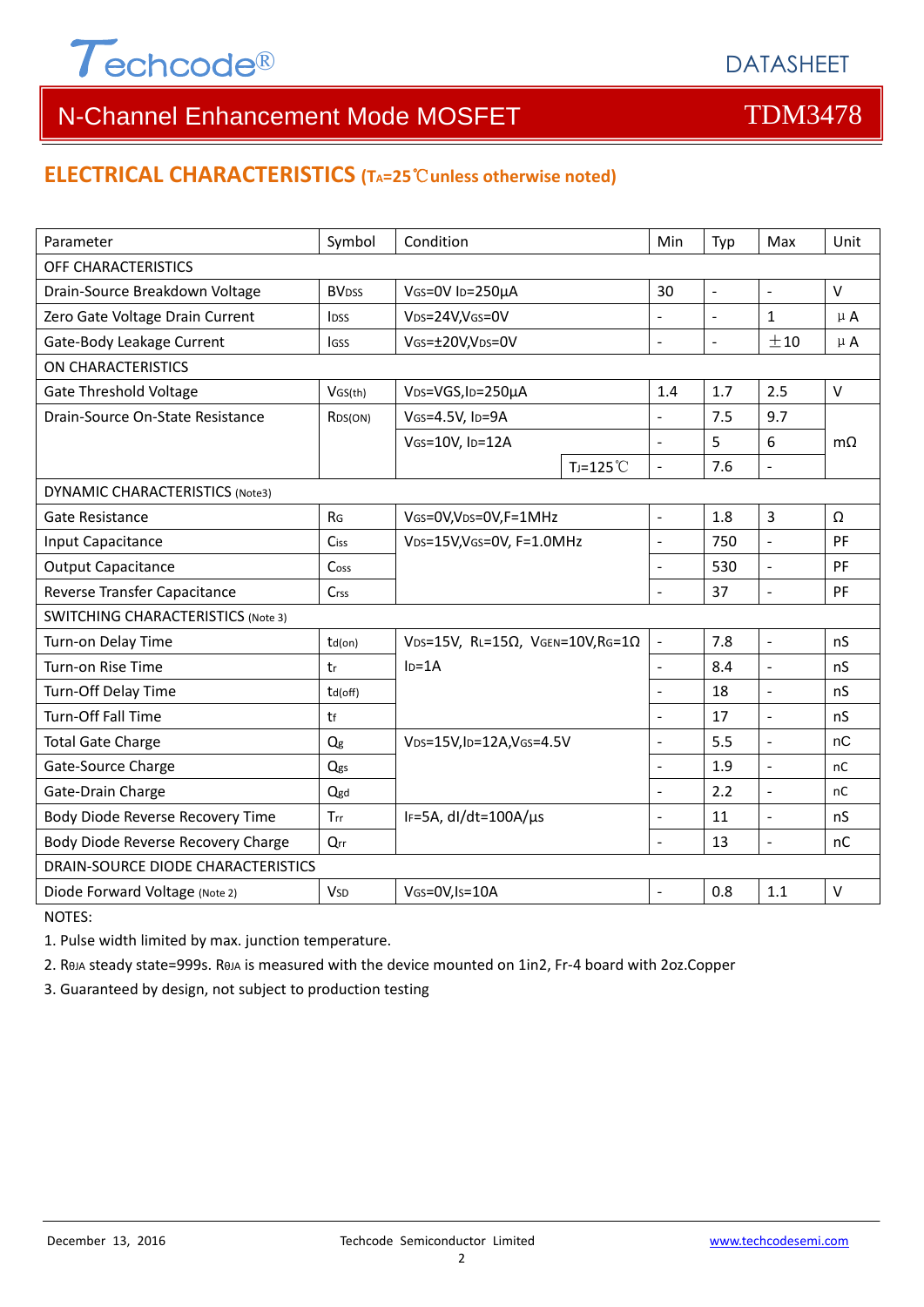## ELECTRICAL CHARACTERISTICS ($T_A$=25℃unless otherwise noted)

| Parameter | Symbol | Condition | | Min | Typ | Max | Unit |
|---|---|---|---|---|---|---|---|
| OFF CHARACTERISTICS | | | | | | | |
| Drain-Source Breakdown Voltage | $BV_{DSS}$ | $V_{GS}$=0V $I_D$=250μA | | 30 | - | - | V |
| Zero Gate Voltage Drain Current | $I_{DSS}$ | $V_{DS}$=24V,$V_{GS}$=0V | | - | - | 1 | μA |
| Gate-Body Leakage Current | $I_{GSS}$ | $V_{GS}$=±20V,$V_{DS}$=0V | | - | - | ±10 | μA |
| ON CHARACTERISTICS | | | | | | | |
| Gate Threshold Voltage | $V_{GS(th)}$ | $V_{DS}$=VGS,$I_D$=250μA | | 1.4 | 1.7 | 2.5 | V |
| Drain-Source On-State Resistance | $R_{DS(ON)}$ | $V_{GS}$=4.5V, $I_D$=9A | | - | 7.5 | 9.7 | mΩ |
| | | $V_{GS}$=10V, $I_D$=12A | | - | 5 | 6 | mΩ |
| | | | $T_J$=125℃ | - | 7.6 | - | mΩ |
| DYNAMIC CHARACTERISTICS (Note3) | | | | | | | |
| Gate Resistance | $R_G$ | $V_{GS}$=0V,$V_{DS}$=0V,F=1MHz | | - | 1.8 | 3 | Ω |
| Input Capacitance | $C_{iss}$ | $V_{DS}$=15V,$V_{GS}$=0V, F=1.0MHz | | - | 750 | - | PF |
| Output Capacitance | $C_{oss}$ | | | - | 530 | - | PF |
| Reverse Transfer Capacitance | $C_{rss}$ | | | - | 37 | - | PF |
| SWITCHING CHARACTERISTICS (Note 3) | | | | | | | |
| Turn-on Delay Time | $t_{d(on)}$ | $V_{DS}$=15V, $R_L$=15Ω, $V_{GEN}$=10V,$R_G$=1Ω $I_D$=1A | | - | 7.8 | - | nS |
| Turn-on Rise Time | $t_r$ | | | - | 8.4 | - | nS |
| Turn-Off Delay Time | $t_{d(off)}$ | | | - | 18 | - | nS |
| Turn-Off Fall Time | $t_f$ | | | - | 17 | - | nS |
| Total Gate Charge | $Q_g$ | $V_{DS}$=15V,$I_D$=12A,$V_{GS}$=4.5V | | - | 5.5 | - | nC |
| Gate-Source Charge | $Q_{gs}$ | | | - | 1.9 | - | nC |
| Gate-Drain Charge | $Q_{gd}$ | | | - | 2.2 | - | nC |
| Body Diode Reverse Recovery Time | $T_{rr}$ | $I_F$=5A, dI/dt=100A/μs | | - | 11 | - | nS |
| Body Diode Reverse Recovery Charge | $Q_{rr}$ | | | - | 13 | - | nC |
| DRAIN-SOURCE DIODE CHARACTERISTICS | | | | | | | |
| Diode Forward Voltage (Note 2) | $V_{SD}$ | $V_{GS}$=0V,$I_S$=10A | | - | 0.8 | 1.1 | V |

NOTES:

1. Pulse width limited by max. junction temperature.
2. $R_{\theta JA}$ steady state=999s. $R_{\theta JA}$ is measured with the device mounted on 1in2, Fr-4 board with 2oz.Copper
3. Guaranteed by design, not subject to production testing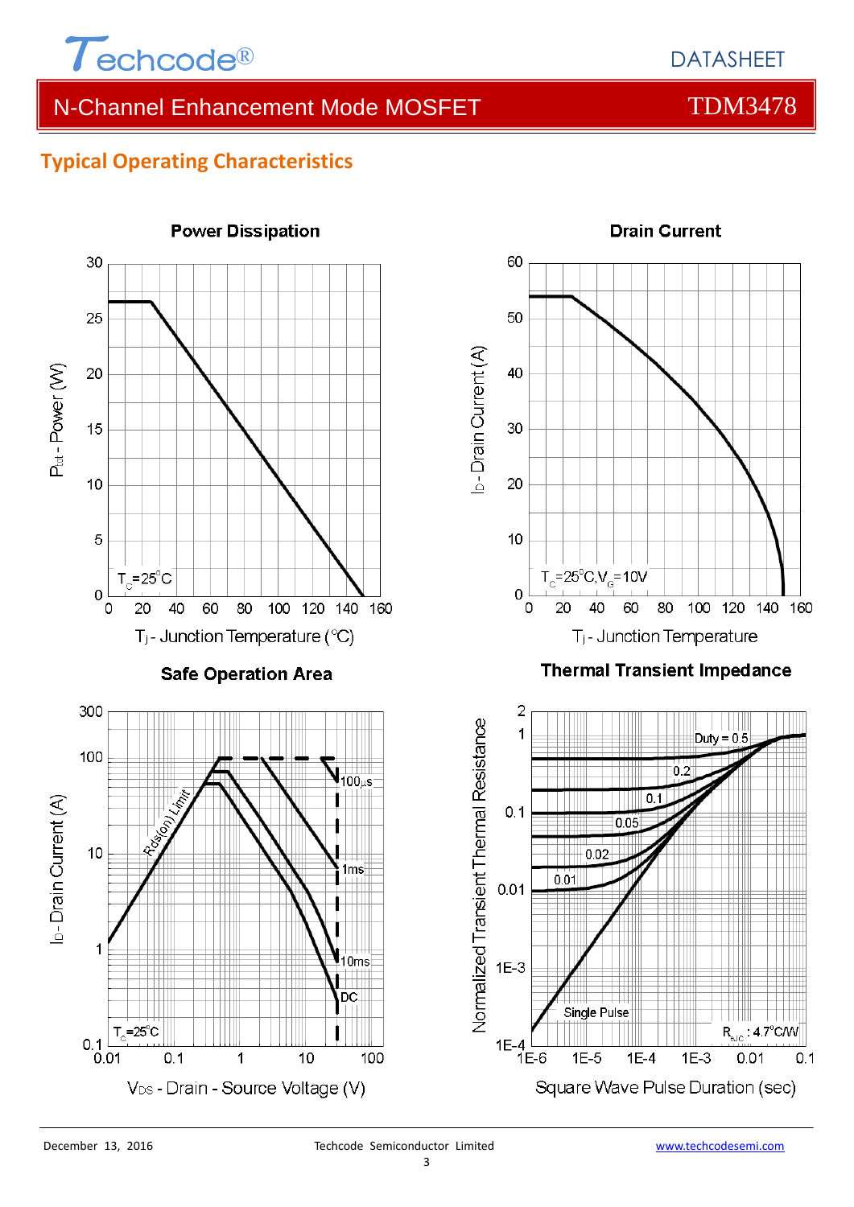## Typical Operating Characteristics

**Power Dissipation**

$P_{tot}$ - Power (W)

$T_C$=25°C

$T_j$ - Junction Temperature (°C)

**Drain Current**

$I_D$ - Drain Current (A)

$T_C$=25°C, $V_G$=10V

$T_j$ - Junction Temperature

**Safe Operation Area**

$I_D$ - Drain Current (A)

Rds(on) Limit

100µs

1ms

10ms

DC

$T_C$=25°C

$V_{DS}$ - Drain - Source Voltage (V)

**Thermal Transient Impedance**

Normalized Transient Thermal Resistance

Duty = 0.5

0.2

0.1

0.05

0.02

0.01

Single Pulse

$R_{\theta JC}$ : 4.7°C/W

Square Wave Pulse Duration (sec)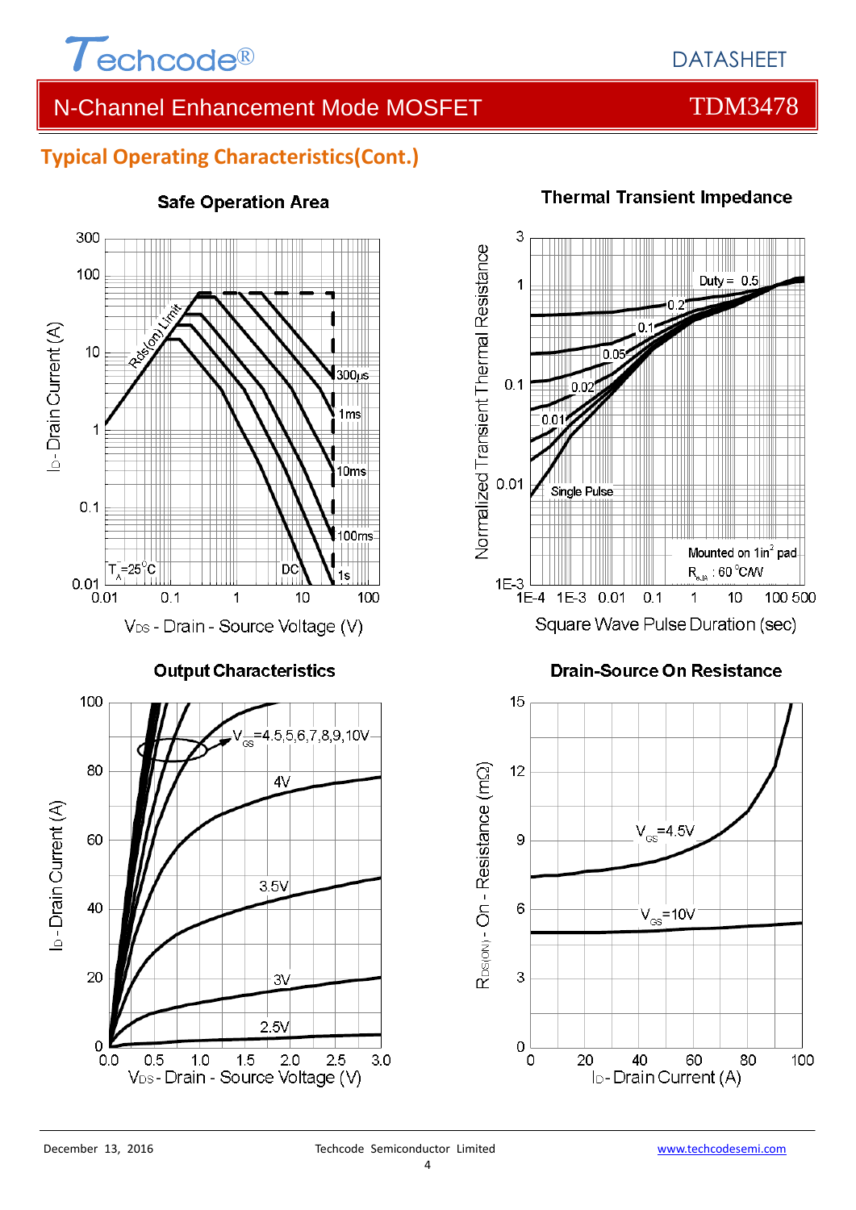## Typical Operating Characteristics(Cont.)

### Safe Operation Area

$T_A$=25°C

Rds(on) Limit

300μs, 1ms, 10ms, 100ms, 1s, DC

$I_D$ - Drain Current (A)

$V_{DS}$ - Drain - Source Voltage (V)

### Thermal Transient Impedance

Duty = 0.5, 0.2, 0.1, 0.05, 0.02, 0.01, Single Pulse

Mounted on 1in[2] pad

$R_{\theta JA}$ : 60 °C/W

Normalized Transient Thermal Resistance

Square Wave Pulse Duration (sec)

### Output Characteristics

$V_{GS}$=4.5,5,6,7,8,9,10V

4V, 3.5V, 3V, 2.5V

$I_D$ - Drain Current (A)

$V_{DS}$ - Drain - Source Voltage (V)

### Drain-Source On Resistance

$V_{GS}$=4.5V

$V_{GS}$=10V

$R_{DS(ON)}$ - On - Resistance (mΩ)

$I_D$ - Drain Current (A)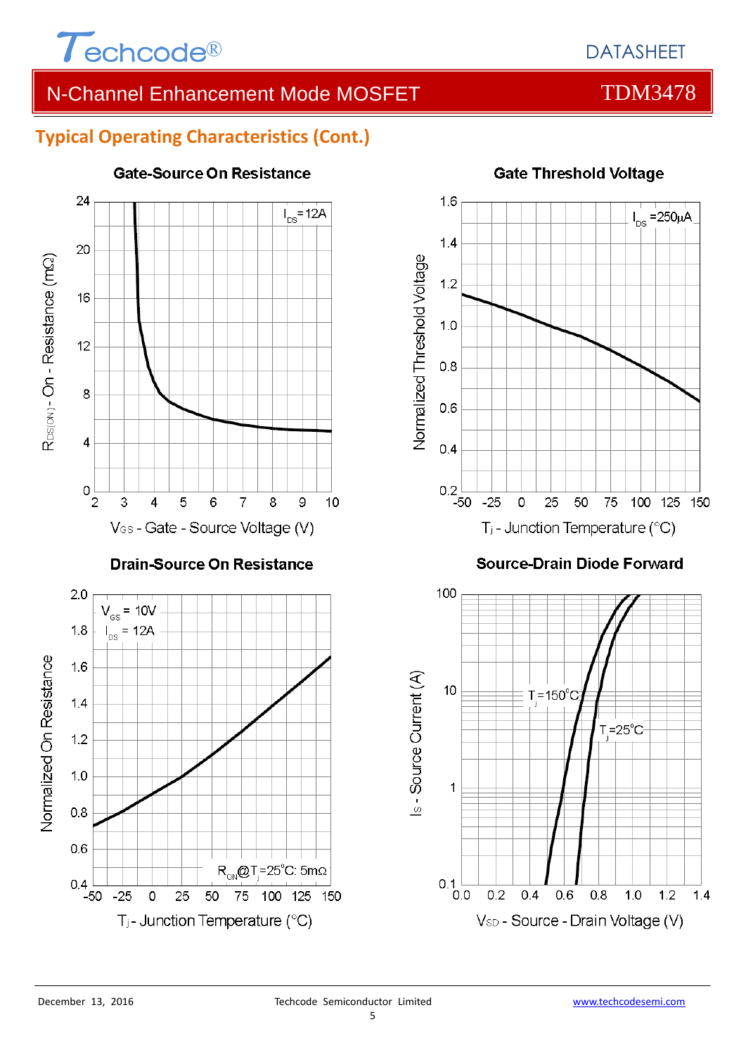## Typical Operating Characteristics (Cont.)

**Gate-Source On Resistance**

$I_{DS}$=12A

$R_{DS(ON)}$ - On - Resistance (mΩ)

$V_{GS}$ - Gate - Source Voltage (V)

**Gate Threshold Voltage**

$I_{DS}$ =250μA

Normalized Threshold Voltage

$T_j$ - Junction Temperature (°C)

**Drain-Source On Resistance**

$V_{GS}$ = 10V
$I_{DS}$ = 12A

$R_{ON}$@$T_j$=25°C: 5mΩ

Normalized On Resistance

$T_j$ - Junction Temperature (°C)

**Source-Drain Diode Forward**

$T_j$=150°C

$T_j$=25°C

$I_S$ - Source Current (A)

$V_{SD}$ - Source - Drain Voltage (V)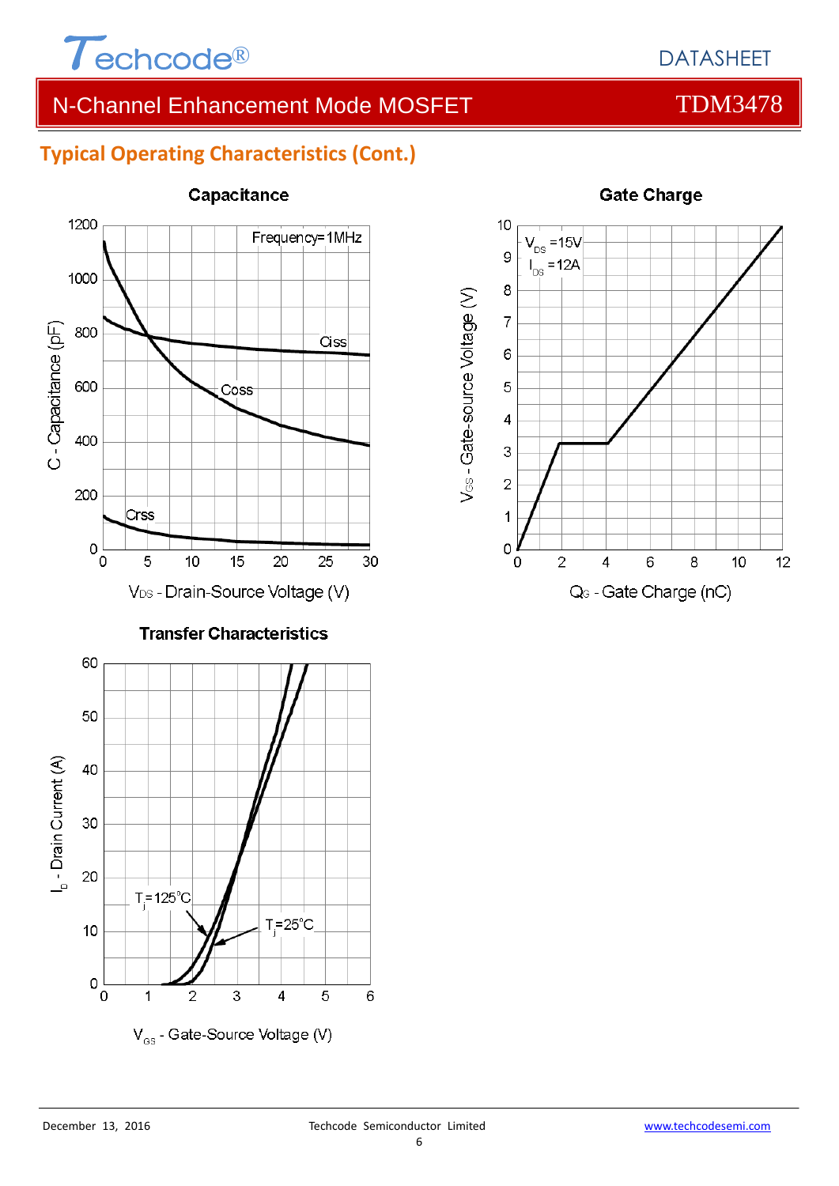## Typical Operating Characteristics (Cont.)

**Capacitance**

Frequency=1MHz

C - Capacitance (pF)

$V_{DS}$ - Drain-Source Voltage (V)

Ciss, Coss, Crss

**Gate Charge**

$V_{DS}$ =15V

$I_{DS}$ =12A

$V_{GS}$ - Gate-source Voltage (V)

$Q_G$ - Gate Charge (nC)

**Transfer Characteristics**

$T_j$=125°C

$T_j$=25°C

$I_D$ - Drain Current (A)

$V_{GS}$ - Gate-Source Voltage (V)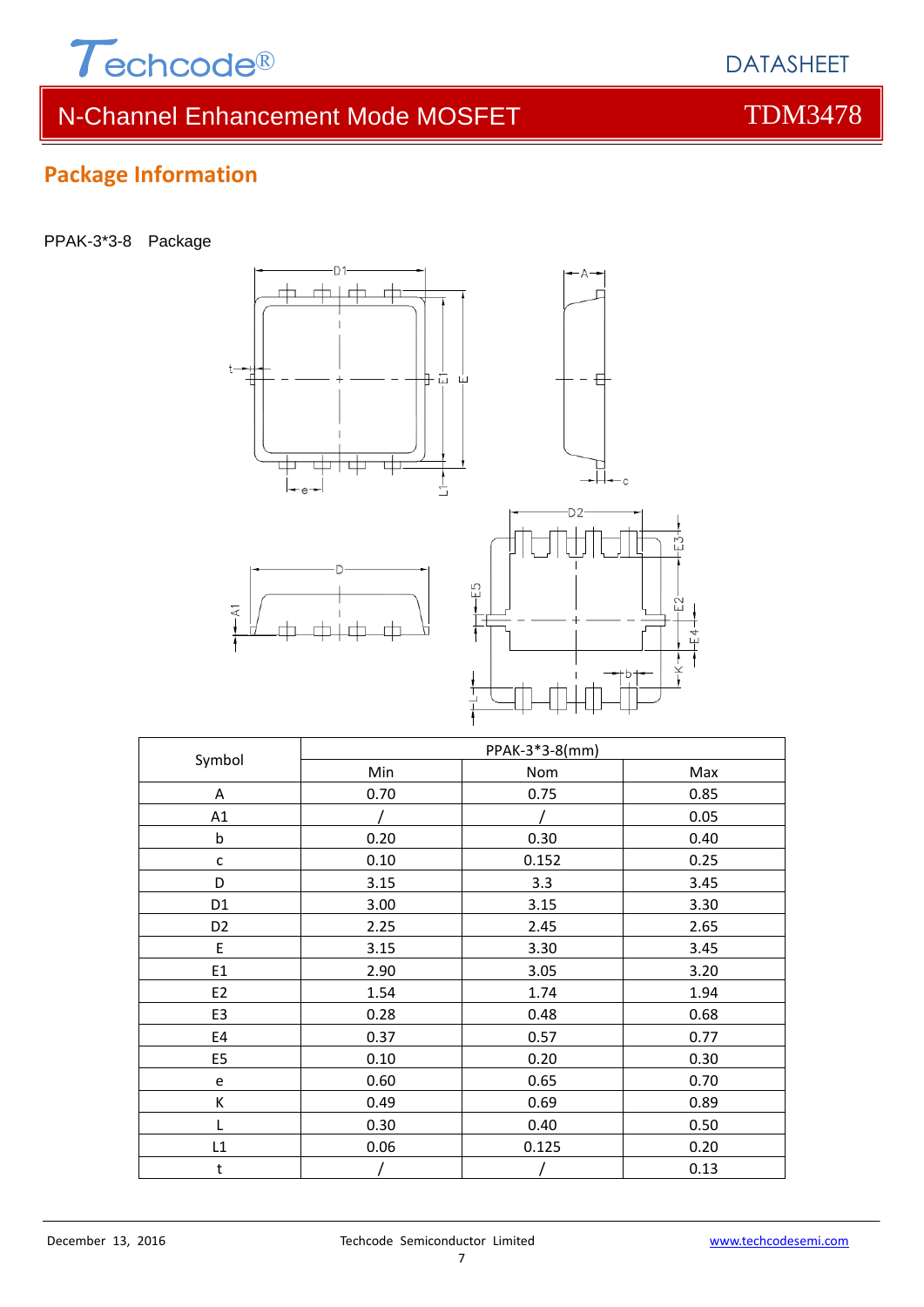## Package Information

PPAK-3*3-8 Package

| Symbol | PPAK-3*3-8(mm) | | |
|---|---|---|---|
| | Min | Nom | Max |
| A | 0.70 | 0.75 | 0.85 |
| A1 | / | / | 0.05 |
| b | 0.20 | 0.30 | 0.40 |
| c | 0.10 | 0.152 | 0.25 |
| D | 3.15 | 3.3 | 3.45 |
| D1 | 3.00 | 3.15 | 3.30 |
| D2 | 2.25 | 2.45 | 2.65 |
| E | 3.15 | 3.30 | 3.45 |
| E1 | 2.90 | 3.05 | 3.20 |
| E2 | 1.54 | 1.74 | 1.94 |
| E3 | 0.28 | 0.48 | 0.68 |
| E4 | 0.37 | 0.57 | 0.77 |
| E5 | 0.10 | 0.20 | 0.30 |
| e | 0.60 | 0.65 | 0.70 |
| K | 0.49 | 0.69 | 0.89 |
| L | 0.30 | 0.40 | 0.50 |
| L1 | 0.06 | 0.125 | 0.20 |
| t | / | / | 0.13 |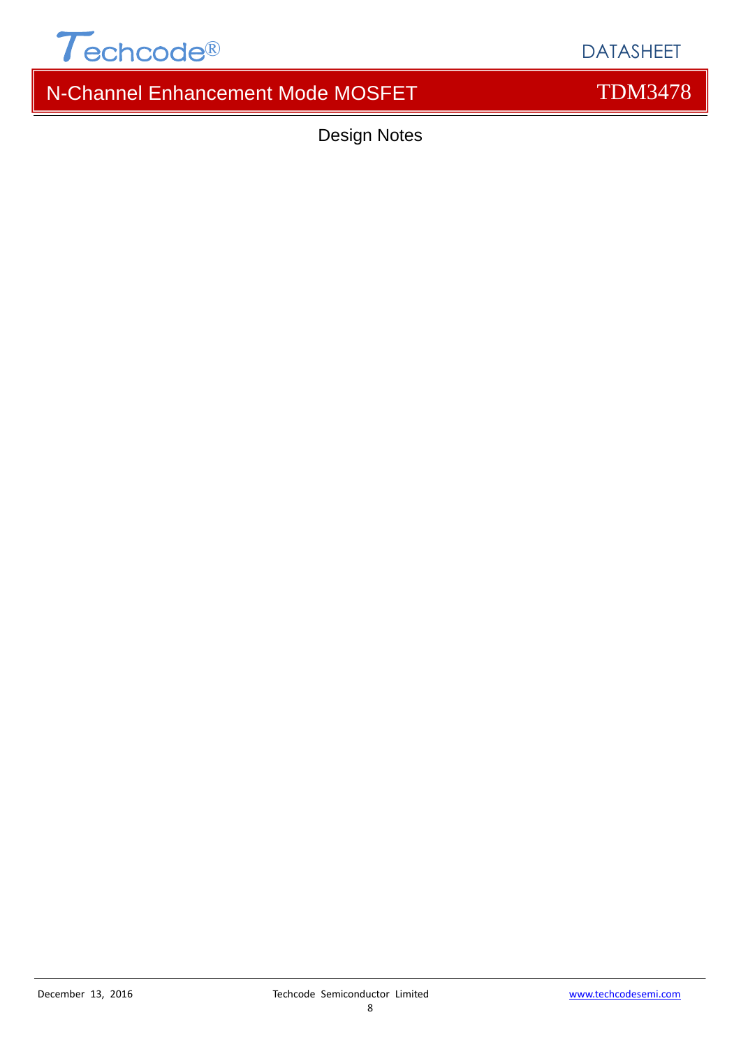Design Notes